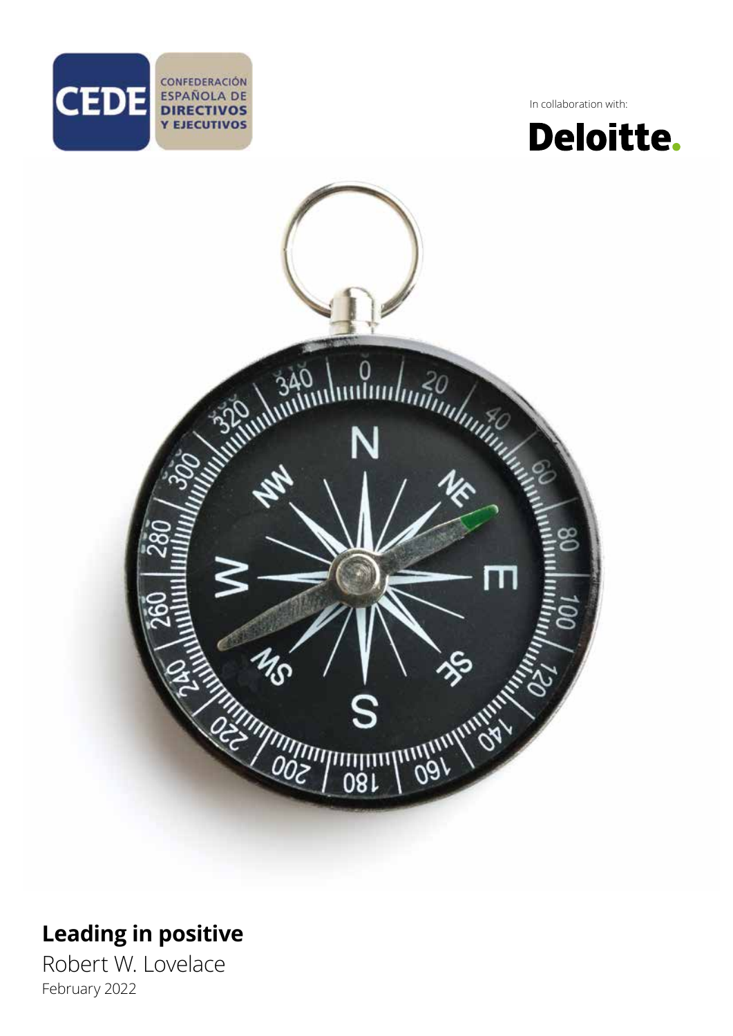CEDE CONFEDERACIÓN ESPAÑOLA DE DIRECTIVOS Y EJECUTIVOS

In collaboration with:

Deloitte.

# Leading in positive

Robert W. Lovelace

February 2022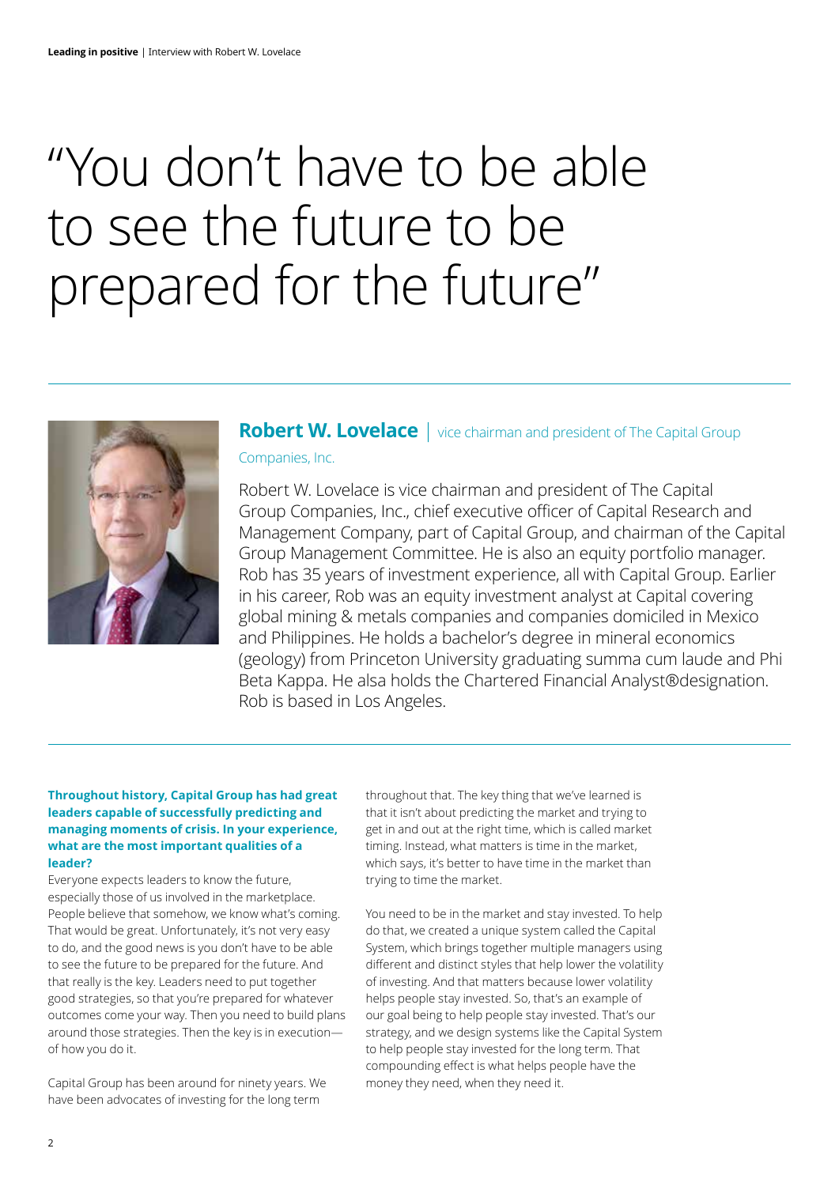# "You don't have to be able to see the future to be prepared for the future"

**Robert W. Lovelace** | vice chairman and president of The Capital Group Companies, Inc.

Robert W. Lovelace is vice chairman and president of The Capital Group Companies, Inc., chief executive officer of Capital Research and Management Company, part of Capital Group, and chairman of the Capital Group Management Committee. He is also an equity portfolio manager. Rob has 35 years of investment experience, all with Capital Group. Earlier in his career, Rob was an equity investment analyst at Capital covering global mining & metals companies and companies domiciled in Mexico and Philippines. He holds a bachelor's degree in mineral economics (geology) from Princeton University graduating summa cum laude and Phi Beta Kappa. He alsa holds the Chartered Financial Analyst®designation. Rob is based in Los Angeles.

**Throughout history, Capital Group has had great leaders capable of successfully predicting and managing moments of crisis. In your experience, what are the most important qualities of a leader?**

Everyone expects leaders to know the future, especially those of us involved in the marketplace. People believe that somehow, we know what's coming. That would be great. Unfortunately, it's not very easy to do, and the good news is you don't have to be able to see the future to be prepared for the future. And that really is the key. Leaders need to put together good strategies, so that you're prepared for whatever outcomes come your way. Then you need to build plans around those strategies. Then the key is in execution—of how you do it.

Capital Group has been around for ninety years. We have been advocates of investing for the long term throughout that. The key thing that we've learned is that it isn't about predicting the market and trying to get in and out at the right time, which is called market timing. Instead, what matters is time in the market, which says, it's better to have time in the market than trying to time the market.

You need to be in the market and stay invested. To help do that, we created a unique system called the Capital System, which brings together multiple managers using different and distinct styles that help lower the volatility of investing. And that matters because lower volatility helps people stay invested. So, that's an example of our goal being to help people stay invested. That's our strategy, and we design systems like the Capital System to help people stay invested for the long term. That compounding effect is what helps people have the money they need, when they need it.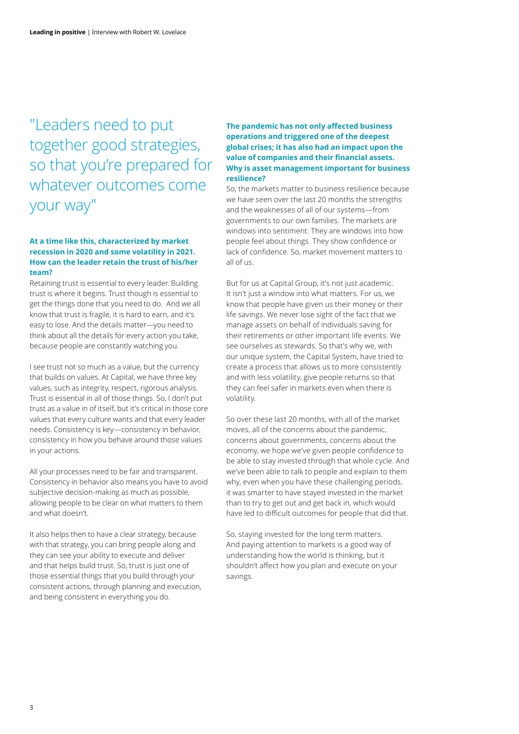## "Leaders need to put together good strategies, so that you're prepared for whatever outcomes come your way"

**At a time like this, characterized by market recession in 2020 and some volatility in 2021. How can the leader retain the trust of his/her team?**

Retaining trust is essential to every leader. Building trust is where it begins. Trust though is essential to get the things done that you need to do. And we all know that trust is fragile, it is hard to earn, and it's easy to lose. And the details matter—you need to think about all the details for every action you take, because people are constantly watching you.

I see trust not so much as a value, but the currency that builds on values. At Capital, we have three key values, such as integrity, respect, rigorous analysis. Trust is essential in all of those things. So, I don't put trust as a value in of itself, but it's critical in those core values that every culture wants and that every leader needs. Consistency is key—consistency in behavior, consistency in how you behave around those values in your actions.

All your processes need to be fair and transparent. Consistency in behavior also means you have to avoid subjective decision-making as much as possible, allowing people to be clear on what matters to them and what doesn't.

It also helps then to have a clear strategy, because with that strategy, you can bring people along and they can see your ability to execute and deliver and that helps build trust. So, trust is just one of those essential things that you build through your consistent actions, through planning and execution, and being consistent in everything you do.

**The pandemic has not only affected business operations and triggered one of the deepest global crises; it has also had an impact upon the value of companies and their financial assets. Why is asset management important for business resilience?**

So, the markets matter to business resilience because we have seen over the last 20 months the strengths and the weaknesses of all of our systems—from governments to our own families. The markets are windows into sentiment. They are windows into how people feel about things. They show confidence or lack of confidence. So, market movement matters to all of us.

But for us at Capital Group, it's not just academic. It isn't just a window into what matters. For us, we know that people have given us their money or their life savings. We never lose sight of the fact that we manage assets on behalf of individuals saving for their retirements or other important life events. We see ourselves as stewards. So that's why we, with our unique system, the Capital System, have tried to create a process that allows us to more consistently and with less volatility, give people returns so that they can feel safer in markets even when there is volatility.

So over these last 20 months, with all of the market moves, all of the concerns about the pandemic, concerns about governments, concerns about the economy, we hope we've given people confidence to be able to stay invested through that whole cycle. And we've been able to talk to people and explain to them why, even when you have these challenging periods, it was smarter to have stayed invested in the market than to try to get out and get back in, which would have led to difficult outcomes for people that did that.

So, staying invested for the long term matters. And paying attention to markets is a good way of understanding how the world is thinking, but it shouldn't affect how you plan and execute on your savings.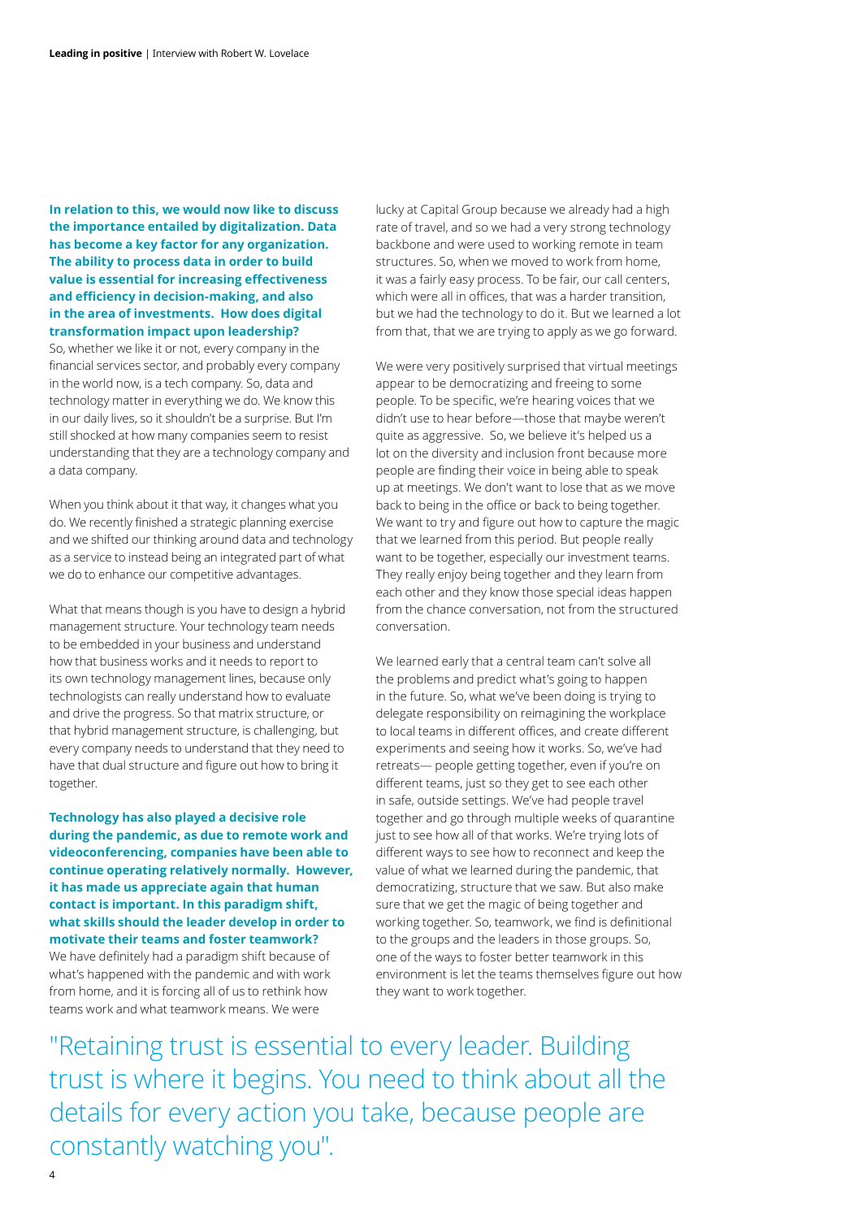**In relation to this, we would now like to discuss the importance entailed by digitalization. Data has become a key factor for any organization. The ability to process data in order to build value is essential for increasing effectiveness and efficiency in decision-making, and also in the area of investments. How does digital transformation impact upon leadership?**

So, whether we like it or not, every company in the financial services sector, and probably every company in the world now, is a tech company. So, data and technology matter in everything we do. We know this in our daily lives, so it shouldn't be a surprise. But I'm still shocked at how many companies seem to resist understanding that they are a technology company and a data company.

When you think about it that way, it changes what you do. We recently finished a strategic planning exercise and we shifted our thinking around data and technology as a service to instead being an integrated part of what we do to enhance our competitive advantages.

What that means though is you have to design a hybrid management structure. Your technology team needs to be embedded in your business and understand how that business works and it needs to report to its own technology management lines, because only technologists can really understand how to evaluate and drive the progress. So that matrix structure, or that hybrid management structure, is challenging, but every company needs to understand that they need to have that dual structure and figure out how to bring it together.

**Technology has also played a decisive role during the pandemic, as due to remote work and videoconferencing, companies have been able to continue operating relatively normally. However, it has made us appreciate again that human contact is important. In this paradigm shift, what skills should the leader develop in order to motivate their teams and foster teamwork?**

We have definitely had a paradigm shift because of what's happened with the pandemic and with work from home, and it is forcing all of us to rethink how teams work and what teamwork means. We were lucky at Capital Group because we already had a high rate of travel, and so we had a very strong technology backbone and were used to working remote in team structures. So, when we moved to work from home, it was a fairly easy process. To be fair, our call centers, which were all in offices, that was a harder transition, but we had the technology to do it. But we learned a lot from that, that we are trying to apply as we go forward.

We were very positively surprised that virtual meetings appear to be democratizing and freeing to some people. To be specific, we're hearing voices that we didn't use to hear before—those that maybe weren't quite as aggressive. So, we believe it's helped us a lot on the diversity and inclusion front because more people are finding their voice in being able to speak up at meetings. We don't want to lose that as we move back to being in the office or back to being together. We want to try and figure out how to capture the magic that we learned from this period. But people really want to be together, especially our investment teams. They really enjoy being together and they learn from each other and they know those special ideas happen from the chance conversation, not from the structured conversation.

We learned early that a central team can't solve all the problems and predict what's going to happen in the future. So, what we've been doing is trying to delegate responsibility on reimagining the workplace to local teams in different offices, and create different experiments and seeing how it works. So, we've had retreats— people getting together, even if you're on different teams, just so they get to see each other in safe, outside settings. We've had people travel together and go through multiple weeks of quarantine just to see how all of that works. We're trying lots of different ways to see how to reconnect and keep the value of what we learned during the pandemic, that democratizing, structure that we saw. But also make sure that we get the magic of being together and working together. So, teamwork, we find is definitional to the groups and the leaders in those groups. So, one of the ways to foster better teamwork in this environment is let the teams themselves figure out how they want to work together.

> "Retaining trust is essential to every leader. Building trust is where it begins. You need to think about all the details for every action you take, because people are constantly watching you".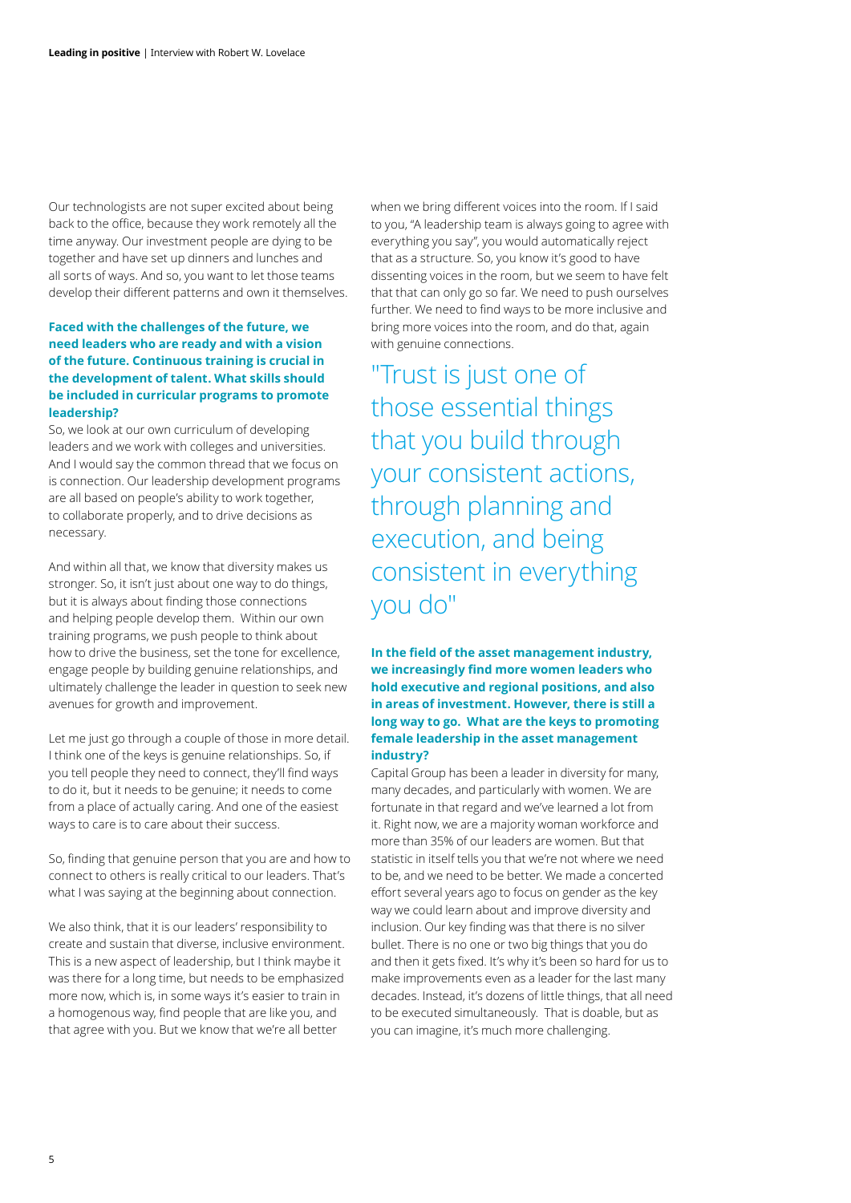Our technologists are not super excited about being back to the office, because they work remotely all the time anyway. Our investment people are dying to be together and have set up dinners and lunches and all sorts of ways. And so, you want to let those teams develop their different patterns and own it themselves.

**Faced with the challenges of the future, we need leaders who are ready and with a vision of the future. Continuous training is crucial in the development of talent. What skills should be included in curricular programs to promote leadership?**

So, we look at our own curriculum of developing leaders and we work with colleges and universities. And I would say the common thread that we focus on is connection. Our leadership development programs are all based on people's ability to work together, to collaborate properly, and to drive decisions as necessary.

And within all that, we know that diversity makes us stronger. So, it isn't just about one way to do things, but it is always about finding those connections and helping people develop them. Within our own training programs, we push people to think about how to drive the business, set the tone for excellence, engage people by building genuine relationships, and ultimately challenge the leader in question to seek new avenues for growth and improvement.

Let me just go through a couple of those in more detail. I think one of the keys is genuine relationships. So, if you tell people they need to connect, they'll find ways to do it, but it needs to be genuine; it needs to come from a place of actually caring. And one of the easiest ways to care is to care about their success.

So, finding that genuine person that you are and how to connect to others is really critical to our leaders. That's what I was saying at the beginning about connection.

We also think, that it is our leaders' responsibility to create and sustain that diverse, inclusive environment. This is a new aspect of leadership, but I think maybe it was there for a long time, but needs to be emphasized more now, which is, in some ways it's easier to train in a homogenous way, find people that are like you, and that agree with you. But we know that we're all better when we bring different voices into the room. If I said to you, "A leadership team is always going to agree with everything you say", you would automatically reject that as a structure. So, you know it's good to have dissenting voices in the room, but we seem to have felt that that can only go so far. We need to push ourselves further. We need to find ways to be more inclusive and bring more voices into the room, and do that, again with genuine connections.

> "Trust is just one of those essential things that you build through your consistent actions, through planning and execution, and being consistent in everything you do"

**In the field of the asset management industry, we increasingly find more women leaders who hold executive and regional positions, and also in areas of investment. However, there is still a long way to go. What are the keys to promoting female leadership in the asset management industry?**

Capital Group has been a leader in diversity for many, many decades, and particularly with women. We are fortunate in that regard and we've learned a lot from it. Right now, we are a majority woman workforce and more than 35% of our leaders are women. But that statistic in itself tells you that we're not where we need to be, and we need to be better. We made a concerted effort several years ago to focus on gender as the key way we could learn about and improve diversity and inclusion. Our key finding was that there is no silver bullet. There is no one or two big things that you do and then it gets fixed. It's why it's been so hard for us to make improvements even as a leader for the last many decades. Instead, it's dozens of little things, that all need to be executed simultaneously. That is doable, but as you can imagine, it's much more challenging.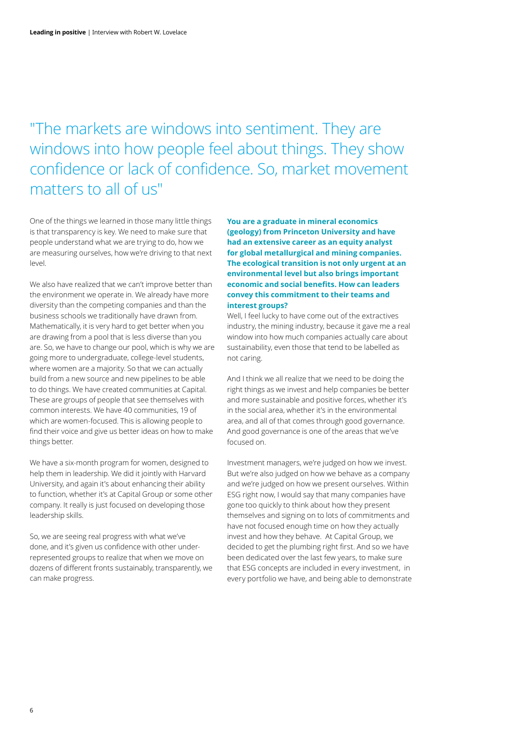"The markets are windows into sentiment. They are windows into how people feel about things. They show confidence or lack of confidence. So, market movement matters to all of us"

One of the things we learned in those many little things is that transparency is key. We need to make sure that people understand what we are trying to do, how we are measuring ourselves, how we're driving to that next level.

We also have realized that we can't improve better than the environment we operate in. We already have more diversity than the competing companies and than the business schools we traditionally have drawn from. Mathematically, it is very hard to get better when you are drawing from a pool that is less diverse than you are. So, we have to change our pool, which is why we are going more to undergraduate, college-level students, where women are a majority. So that we can actually build from a new source and new pipelines to be able to do things. We have created communities at Capital. These are groups of people that see themselves with common interests. We have 40 communities, 19 of which are women-focused. This is allowing people to find their voice and give us better ideas on how to make things better.

We have a six-month program for women, designed to help them in leadership. We did it jointly with Harvard University, and again it's about enhancing their ability to function, whether it's at Capital Group or some other company. It really is just focused on developing those leadership skills.

So, we are seeing real progress with what we've done, and it's given us confidence with other under-represented groups to realize that when we move on dozens of different fronts sustainably, transparently, we can make progress.

**You are a graduate in mineral economics (geology) from Princeton University and have had an extensive career as an equity analyst for global metallurgical and mining companies. The ecological transition is not only urgent at an environmental level but also brings important economic and social benefits. How can leaders convey this commitment to their teams and interest groups?**

Well, I feel lucky to have come out of the extractives industry, the mining industry, because it gave me a real window into how much companies actually care about sustainability, even those that tend to be labelled as not caring.

And I think we all realize that we need to be doing the right things as we invest and help companies be better and more sustainable and positive forces, whether it's in the social area, whether it's in the environmental area, and all of that comes through good governance. And good governance is one of the areas that we've focused on.

Investment managers, we're judged on how we invest. But we're also judged on how we behave as a company and we're judged on how we present ourselves. Within ESG right now, I would say that many companies have gone too quickly to think about how they present themselves and signing on to lots of commitments and have not focused enough time on how they actually invest and how they behave. At Capital Group, we decided to get the plumbing right first. And so we have been dedicated over the last few years, to make sure that ESG concepts are included in every investment, in every portfolio we have, and being able to demonstrate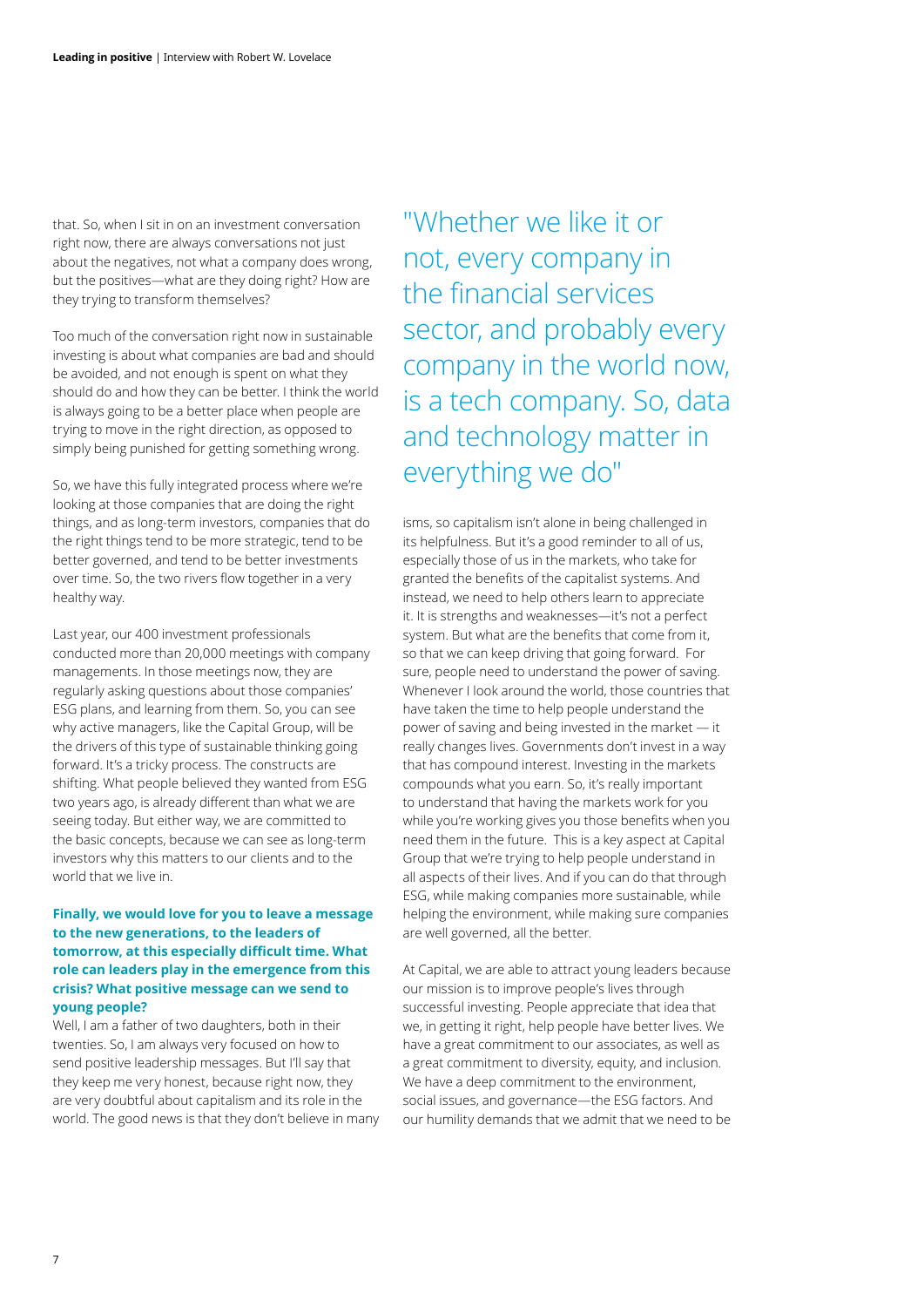that. So, when I sit in on an investment conversation right now, there are always conversations not just about the negatives, not what a company does wrong, but the positives—what are they doing right? How are they trying to transform themselves?

Too much of the conversation right now in sustainable investing is about what companies are bad and should be avoided, and not enough is spent on what they should do and how they can be better. I think the world is always going to be a better place when people are trying to move in the right direction, as opposed to simply being punished for getting something wrong.

So, we have this fully integrated process where we're looking at those companies that are doing the right things, and as long-term investors, companies that do the right things tend to be more strategic, tend to be better governed, and tend to be better investments over time. So, the two rivers flow together in a very healthy way.

Last year, our 400 investment professionals conducted more than 20,000 meetings with company managements. In those meetings now, they are regularly asking questions about those companies' ESG plans, and learning from them. So, you can see why active managers, like the Capital Group, will be the drivers of this type of sustainable thinking going forward. It's a tricky process. The constructs are shifting. What people believed they wanted from ESG two years ago, is already different than what we are seeing today. But either way, we are committed to the basic concepts, because we can see as long-term investors why this matters to our clients and to the world that we live in.

**Finally, we would love for you to leave a message to the new generations, to the leaders of tomorrow, at this especially difficult time. What role can leaders play in the emergence from this crisis? What positive message can we send to young people?**

Well, I am a father of two daughters, both in their twenties. So, I am always very focused on how to send positive leadership messages. But I'll say that they keep me very honest, because right now, they are very doubtful about capitalism and its role in the world. The good news is that they don't believe in many isms, so capitalism isn't alone in being challenged in its helpfulness. But it's a good reminder to all of us, especially those of us in the markets, who take for granted the benefits of the capitalist systems. And instead, we need to help others learn to appreciate it. It is strengths and weaknesses—it's not a perfect system. But what are the benefits that come from it, so that we can keep driving that going forward. For sure, people need to understand the power of saving. Whenever I look around the world, those countries that have taken the time to help people understand the power of saving and being invested in the market — it really changes lives. Governments don't invest in a way that has compound interest. Investing in the markets compounds what you earn. So, it's really important to understand that having the markets work for you while you're working gives you those benefits when you need them in the future. This is a key aspect at Capital Group that we're trying to help people understand in all aspects of their lives. And if you can do that through ESG, while making companies more sustainable, while helping the environment, while making sure companies are well governed, all the better.

> "Whether we like it or not, every company in the financial services sector, and probably every company in the world now, is a tech company. So, data and technology matter in everything we do"

At Capital, we are able to attract young leaders because our mission is to improve people's lives through successful investing. People appreciate that idea that we, in getting it right, help people have better lives. We have a great commitment to our associates, as well as a great commitment to diversity, equity, and inclusion. We have a deep commitment to the environment, social issues, and governance—the ESG factors. And our humility demands that we admit that we need to be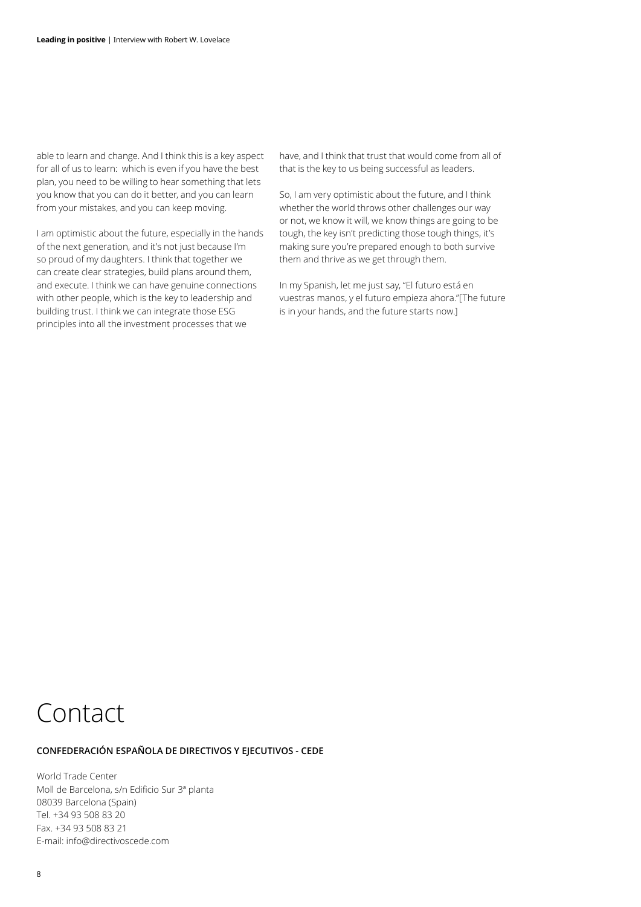able to learn and change. And I think this is a key aspect for all of us to learn: which is even if you have the best plan, you need to be willing to hear something that lets you know that you can do it better, and you can learn from your mistakes, and you can keep moving.

I am optimistic about the future, especially in the hands of the next generation, and it's not just because I'm so proud of my daughters. I think that together we can create clear strategies, build plans around them, and execute. I think we can have genuine connections with other people, which is the key to leadership and building trust. I think we can integrate those ESG principles into all the investment processes that we have, and I think that trust that would come from all of that is the key to us being successful as leaders.

So, I am very optimistic about the future, and I think whether the world throws other challenges our way or not, we know it will, we know things are going to be tough, the key isn't predicting those tough things, it's making sure you're prepared enough to both survive them and thrive as we get through them.

In my Spanish, let me just say, "El futuro está en vuestras manos, y el futuro empieza ahora."[The future is in your hands, and the future starts now.]

# Contact

**CONFEDERACIÓN ESPAÑOLA DE DIRECTIVOS Y EJECUTIVOS - CEDE**

World Trade Center
Moll de Barcelona, s/n Edificio Sur 3ª planta
08039 Barcelona (Spain)
Tel. +34 93 508 83 20
Fax. +34 93 508 83 21
E-mail: info@directivoscede.com